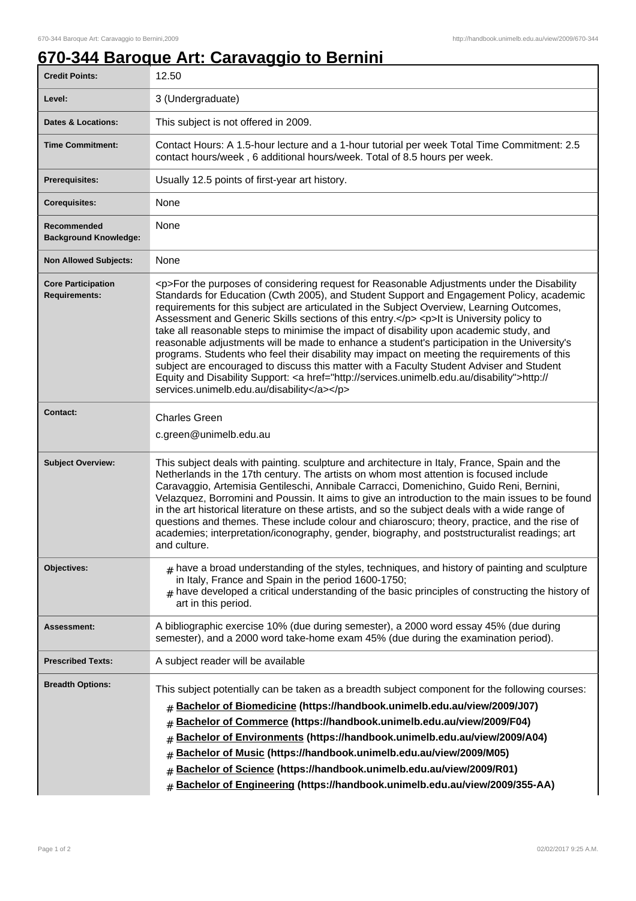# 670-344 Baroque Art: Caravaggio to Bernini

| | |
|---|---|
| **Credit Points:** | 12.50 |
| **Level:** | 3 (Undergraduate) |
| **Dates & Locations:** | This subject is not offered in 2009. |
| **Time Commitment:** | Contact Hours: A 1.5-hour lecture and a 1-hour tutorial per week Total Time Commitment: 2.5 contact hours/week , 6 additional hours/week. Total of 8.5 hours per week. |
| **Prerequisites:** | Usually 12.5 points of first-year art history. |
| **Corequisites:** | None |
| **Recommended Background Knowledge:** | None |
| **Non Allowed Subjects:** | None |
| **Core Participation Requirements:** | <p>For the purposes of considering request for Reasonable Adjustments under the Disability Standards for Education (Cwth 2005), and Student Support and Engagement Policy, academic requirements for this subject are articulated in the Subject Overview, Learning Outcomes, Assessment and Generic Skills sections of this entry.</p> <p>It is University policy to take all reasonable steps to minimise the impact of disability upon academic study, and reasonable adjustments will be made to enhance a student's participation in the University's programs. Students who feel their disability may impact on meeting the requirements of this subject are encouraged to discuss this matter with a Faculty Student Adviser and Student Equity and Disability Support: <a href="http://services.unimelb.edu.au/disability">http://services.unimelb.edu.au/disability</a></p> |
| **Contact:** | Charles Green<br>c.green@unimelb.edu.au |
| **Subject Overview:** | This subject deals with painting. sculpture and architecture in Italy, France, Spain and the Netherlands in the 17th century. The artists on whom most attention is focused include Caravaggio, Artemisia Gentileschi, Annibale Carracci, Domenichino, Guido Reni, Bernini, Velazquez, Borromini and Poussin. It aims to give an introduction to the main issues to be found in the art historical literature on these artists, and so the subject deals with a wide range of questions and themes. These include colour and chiaroscuro; theory, practice, and the rise of academies; interpretation/iconography, gender, biography, and poststructuralist readings; art and culture. |
| **Objectives:** | # have a broad understanding of the styles, techniques, and history of painting and sculpture in Italy, France and Spain in the period 1600-1750;<br># have developed a critical understanding of the basic principles of constructing the history of art in this period. |
| **Assessment:** | A bibliographic exercise 10% (due during semester), a 2000 word essay 45% (due during semester), and a 2000 word take-home exam 45% (due during the examination period). |
| **Prescribed Texts:** | A subject reader will be available |
| **Breadth Options:** | This subject potentially can be taken as a breadth subject component for the following courses:<br># **Bachelor of Biomedicine (https://handbook.unimelb.edu.au/view/2009/J07)**<br># **Bachelor of Commerce (https://handbook.unimelb.edu.au/view/2009/F04)**<br># **Bachelor of Environments (https://handbook.unimelb.edu.au/view/2009/A04)**<br># **Bachelor of Music (https://handbook.unimelb.edu.au/view/2009/M05)**<br># **Bachelor of Science (https://handbook.unimelb.edu.au/view/2009/R01)**<br># **Bachelor of Engineering (https://handbook.unimelb.edu.au/view/2009/355-AA)** |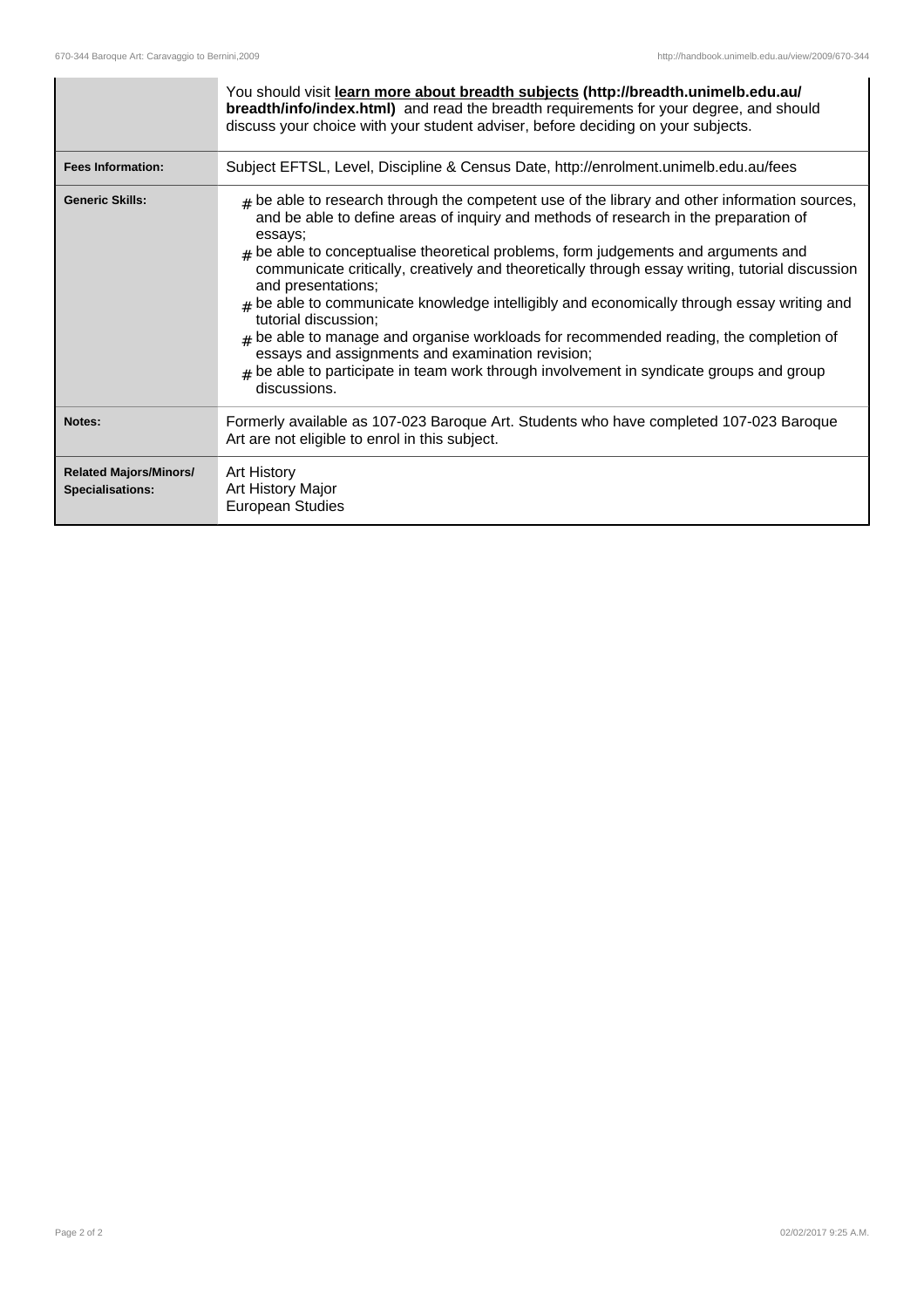| | |
|---|---|
| | You should visit **learn more about breadth subjects (http://breadth.unimelb.edu.au/breadth/info/index.html)** and read the breadth requirements for your degree, and should discuss your choice with your student adviser, before deciding on your subjects. |
| **Fees Information:** | Subject EFTSL, Level, Discipline & Census Date, http://enrolment.unimelb.edu.au/fees |
| **Generic Skills:** | # be able to research through the competent use of the library and other information sources, and be able to define areas of inquiry and methods of research in the preparation of essays;<br># be able to conceptualise theoretical problems, form judgements and arguments and communicate critically, creatively and theoretically through essay writing, tutorial discussion and presentations;<br># be able to communicate knowledge intelligibly and economically through essay writing and tutorial discussion;<br># be able to manage and organise workloads for recommended reading, the completion of essays and assignments and examination revision;<br># be able to participate in team work through involvement in syndicate groups and group discussions. |
| **Notes:** | Formerly available as 107-023 Baroque Art. Students who have completed 107-023 Baroque Art are not eligible to enrol in this subject. |
| **Related Majors/Minors/ Specialisations:** | Art History<br>Art History Major<br>European Studies |